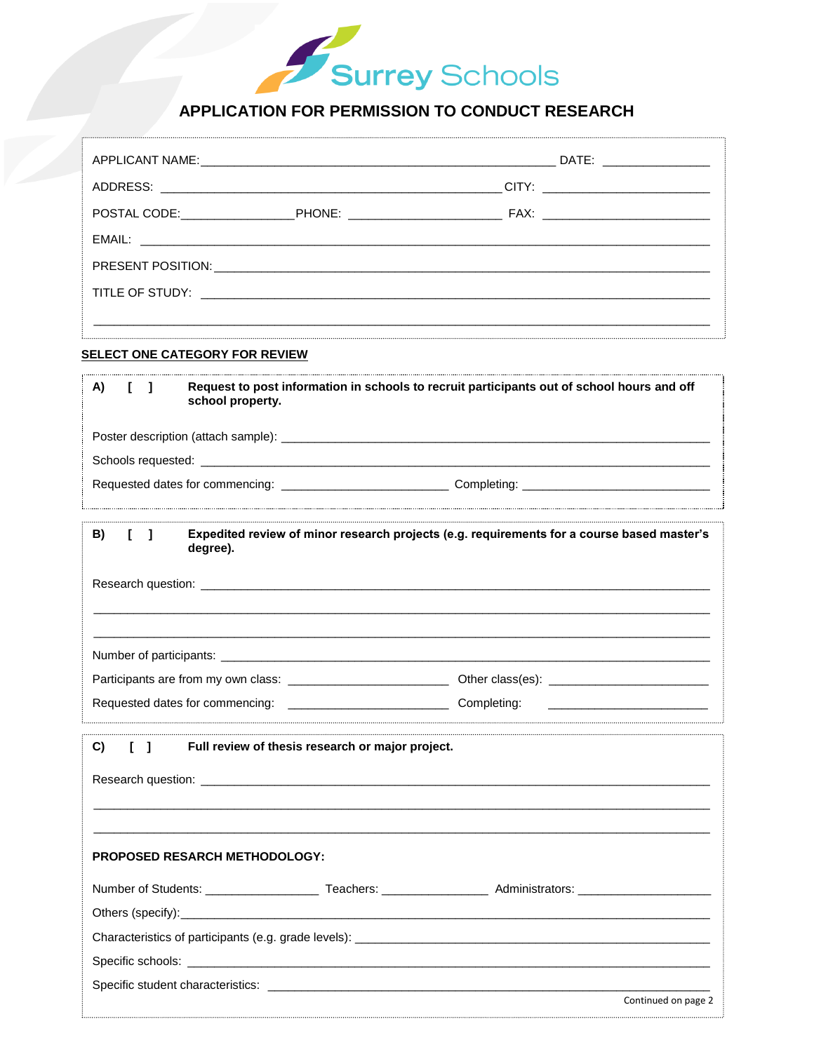Surrey Schools

# APPLICATION FOR PERMISSION TO CONDUCT RESEARCH

APPLICANT NAME: ______________________________________________ DATE: ______________

ADDRESS: ______________________________________________ CITY: ______________________

POSTAL CODE: _______________ PHONE: ____________________ FAX: ______________________

EMAIL: __________________________________________________________________________

PRESENT POSITION: _______________________________________________________________

TITLE OF STUDY: __________________________________________________________________

_________________________________________________________________________________

**SELECT ONE CATEGORY FOR REVIEW**

**A) [ ] Request to post information in schools to recruit participants out of school hours and off school property.**

Poster description (attach sample): ____________________________________________________

Schools requested: _________________________________________________________________

Requested dates for commencing: ______________________ Completing: _________________________

**B) [ ] Expedited review of minor research projects (e.g. requirements for a course based master's degree).**

Research question: _________________________________________________________________

_________________________________________________________________________________

_________________________________________________________________________________

Number of participants: ______________________________________________________________

Participants are from my own class: ______________________ Other class(es): ______________________

Requested dates for commencing: ______________________ Completing: ______________________

**C) [ ] Full review of thesis research or major project.**

Research question: _________________________________________________________________

_________________________________________________________________________________

_________________________________________________________________________________

**PROPOSED RESARCH METHODOLOGY:**

Number of Students: _______________ Teachers: ______________ Administrators: __________________

Others (specify): ___________________________________________________________________

Characteristics of participants (e.g. grade levels): __________________________________________

Specific schools: ___________________________________________________________________

Specific student characteristics: _______________________________________________________

Continued on page 2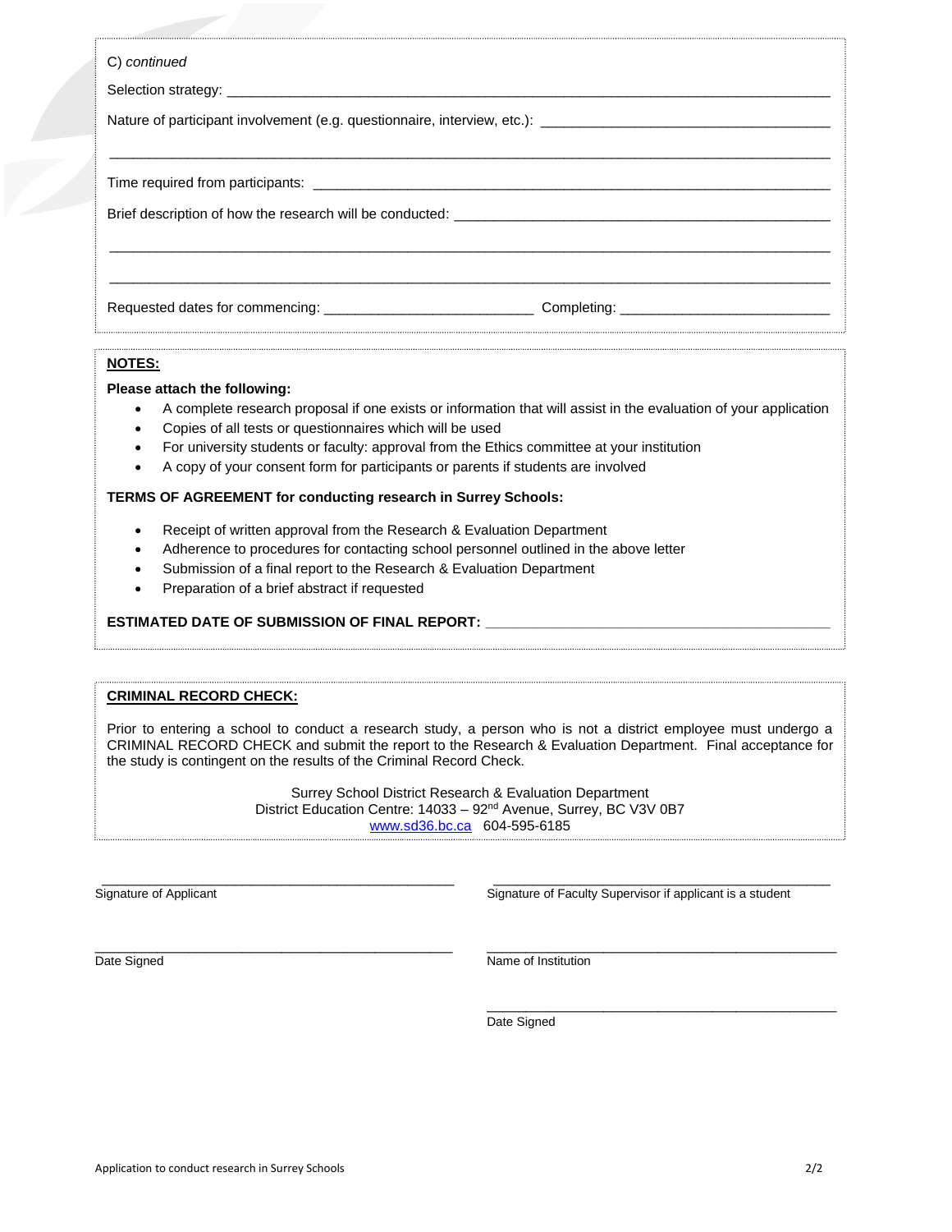C) *continued*

Selection strategy: ______________________________________________________________________________

Nature of participant involvement (e.g. questionnaire, interview, etc.): ___________________________________

______________________________________________________________________________________________

Time required from participants: ________________________________________________________________

Brief description of how the research will be conducted: ___________________________________________

______________________________________________________________________________________________

______________________________________________________________________________________________

Requested dates for commencing: ________________________ Completing: ________________________

**NOTES:**

**Please attach the following:**

- A complete research proposal if one exists or information that will assist in the evaluation of your application
- Copies of all tests or questionnaires which will be used
- For university students or faculty: approval from the Ethics committee at your institution
- A copy of your consent form for participants or parents if students are involved

**TERMS OF AGREEMENT for conducting research in Surrey Schools:**

- Receipt of written approval from the Research & Evaluation Department
- Adherence to procedures for contacting school personnel outlined in the above letter
- Submission of a final report to the Research & Evaluation Department
- Preparation of a brief abstract if requested

**ESTIMATED DATE OF SUBMISSION OF FINAL REPORT:** ________________________________________

**CRIMINAL RECORD CHECK:**

Prior to entering a school to conduct a research study, a person who is not a district employee must undergo a CRIMINAL RECORD CHECK and submit the report to the Research & Evaluation Department. Final acceptance for the study is contingent on the results of the Criminal Record Check.

Surrey School District Research & Evaluation Department
District Education Centre: 14033 – 92nd Avenue, Surrey, BC V3V 0B7
www.sd36.bc.ca 604-595-6185

_____________________________________________
Signature of Applicant

_____________________________________________
Signature of Faculty Supervisor if applicant is a student

_____________________________________________
Date Signed

_____________________________________________
Name of Institution

_____________________________________________
Date Signed